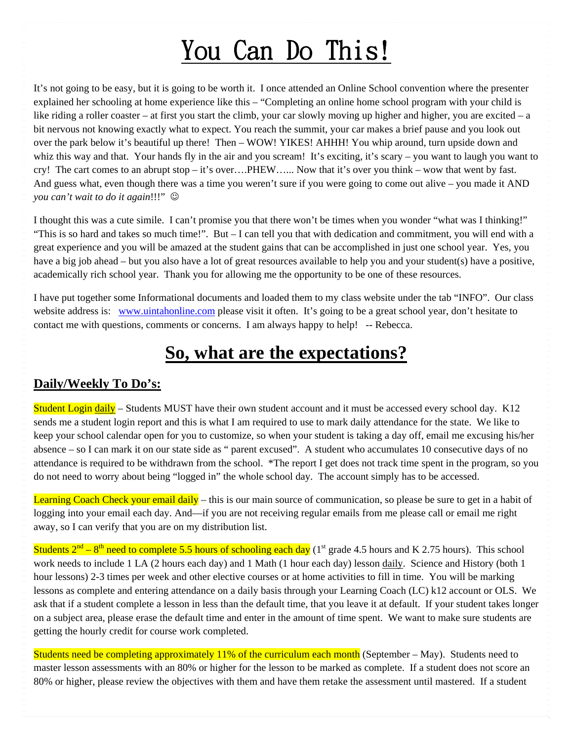# You Can Do This!

It's not going to be easy, but it is going to be worth it. I once attended an Online School convention where the presenter explained her schooling at home experience like this – "Completing an online home school program with your child is like riding a roller coaster – at first you start the climb, your car slowly moving up higher and higher, you are excited – a bit nervous not knowing exactly what to expect. You reach the summit, your car makes a brief pause and you look out over the park below it's beautiful up there! Then – WOW! YIKES! AHHH! You whip around, turn upside down and whiz this way and that. Your hands fly in the air and you scream! It's exciting, it's scary – you want to laugh you want to cry! The cart comes to an abrupt stop – it's over….PHEW…... Now that it's over you think – wow that went by fast. And guess what, even though there was a time you weren't sure if you were going to come out alive – you made it AND *you can't wait to do it again*!!!" ☺

I thought this was a cute simile. I can't promise you that there won't be times when you wonder "what was I thinking!" "This is so hard and takes so much time!". But – I can tell you that with dedication and commitment, you will end with a great experience and you will be amazed at the student gains that can be accomplished in just one school year. Yes, you have a big job ahead – but you also have a lot of great resources available to help you and your student(s) have a positive, academically rich school year. Thank you for allowing me the opportunity to be one of these resources.

I have put together some Informational documents and loaded them to my class website under the tab "INFO". Our class website address is: www.uintahonline.com please visit it often. It's going to be a great school year, don't hesitate to contact me with questions, comments or concerns. I am always happy to help! -- Rebecca.

## So, what are the expectations?

### Daily/Weekly To Do's:

Student Login daily – Students MUST have their own student account and it must be accessed every school day. K12 sends me a student login report and this is what I am required to use to mark daily attendance for the state. We like to keep your school calendar open for you to customize, so when your student is taking a day off, email me excusing his/her absence – so I can mark it on our state side as " parent excused". A student who accumulates 10 consecutive days of no attendance is required to be withdrawn from the school. *The report I get does not track time spent in the program, so you do not need to worry about being "logged in" the whole school day. The account simply has to be accessed.

Learning Coach Check your email daily – this is our main source of communication, so please be sure to get in a habit of logging into your email each day. And—if you are not receiving regular emails from me please call or email me right away, so I can verify that you are on my distribution list.

Students 2nd – 8th need to complete 5.5 hours of schooling each day (1st grade 4.5 hours and K 2.75 hours). This school work needs to include 1 LA (2 hours each day) and 1 Math (1 hour each day) lesson daily. Science and History (both 1 hour lessons) 2-3 times per week and other elective courses or at home activities to fill in time. You will be marking lessons as complete and entering attendance on a daily basis through your Learning Coach (LC) k12 account or OLS. We ask that if a student complete a lesson in less than the default time, that you leave it at default. If your student takes longer on a subject area, please erase the default time and enter in the amount of time spent. We want to make sure students are getting the hourly credit for course work completed.

Students need be completing approximately 11% of the curriculum each month (September – May). Students need to master lesson assessments with an 80% or higher for the lesson to be marked as complete. If a student does not score an 80% or higher, please review the objectives with them and have them retake the assessment until mastered. If a student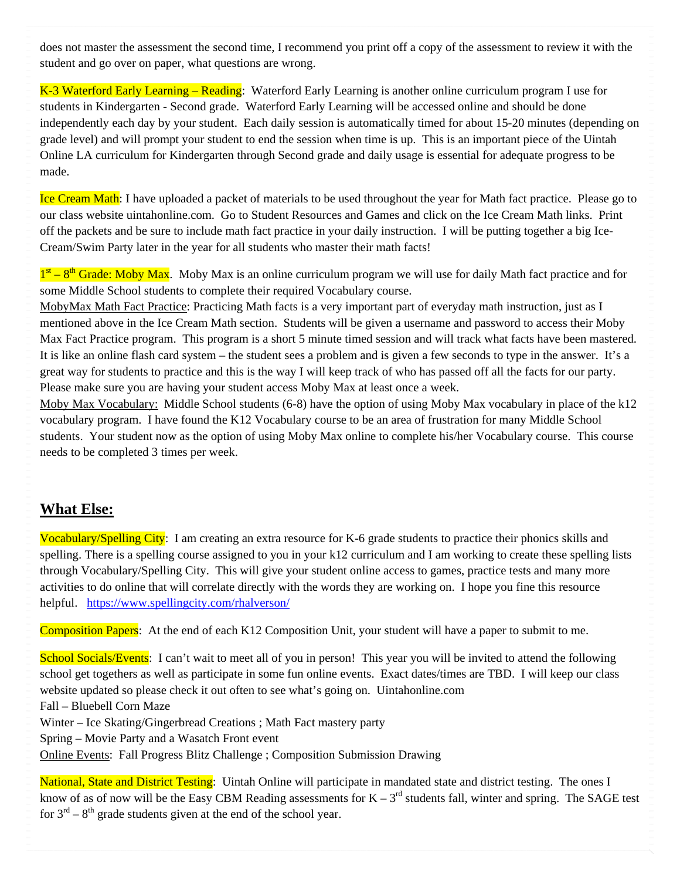does not master the assessment the second time, I recommend you print off a copy of the assessment to review it with the student and go over on paper, what questions are wrong.

K-3 Waterford Early Learning – Reading: Waterford Early Learning is another online curriculum program I use for students in Kindergarten - Second grade. Waterford Early Learning will be accessed online and should be done independently each day by your student. Each daily session is automatically timed for about 15-20 minutes (depending on grade level) and will prompt your student to end the session when time is up. This is an important piece of the Uintah Online LA curriculum for Kindergarten through Second grade and daily usage is essential for adequate progress to be made.

Ice Cream Math: I have uploaded a packet of materials to be used throughout the year for Math fact practice. Please go to our class website uintahonline.com. Go to Student Resources and Games and click on the Ice Cream Math links. Print off the packets and be sure to include math fact practice in your daily instruction. I will be putting together a big Ice-Cream/Swim Party later in the year for all students who master their math facts!

1st – 8th Grade: Moby Max. Moby Max is an online curriculum program we will use for daily Math fact practice and for some Middle School students to complete their required Vocabulary course.

MobyMax Math Fact Practice: Practicing Math facts is a very important part of everyday math instruction, just as I mentioned above in the Ice Cream Math section. Students will be given a username and password to access their Moby Max Fact Practice program. This program is a short 5 minute timed session and will track what facts have been mastered. It is like an online flash card system – the student sees a problem and is given a few seconds to type in the answer. It's a great way for students to practice and this is the way I will keep track of who has passed off all the facts for our party. Please make sure you are having your student access Moby Max at least once a week.

Moby Max Vocabulary: Middle School students (6-8) have the option of using Moby Max vocabulary in place of the k12 vocabulary program. I have found the K12 Vocabulary course to be an area of frustration for many Middle School students. Your student now as the option of using Moby Max online to complete his/her Vocabulary course. This course needs to be completed 3 times per week.

## What Else:

Vocabulary/Spelling City: I am creating an extra resource for K-6 grade students to practice their phonics skills and spelling. There is a spelling course assigned to you in your k12 curriculum and I am working to create these spelling lists through Vocabulary/Spelling City. This will give your student online access to games, practice tests and many more activities to do online that will correlate directly with the words they are working on. I hope you fine this resource helpful. https://www.spellingcity.com/rhalverson/

Composition Papers: At the end of each K12 Composition Unit, your student will have a paper to submit to me.

School Socials/Events: I can't wait to meet all of you in person! This year you will be invited to attend the following school get togethers as well as participate in some fun online events. Exact dates/times are TBD. I will keep our class website updated so please check it out often to see what's going on. Uintahonline.com

Fall – Bluebell Corn Maze

Winter – Ice Skating/Gingerbread Creations ; Math Fact mastery party

Spring – Movie Party and a Wasatch Front event

Online Events: Fall Progress Blitz Challenge ; Composition Submission Drawing

National, State and District Testing: Uintah Online will participate in mandated state and district testing. The ones I know of as of now will be the Easy CBM Reading assessments for K – 3rd students fall, winter and spring. The SAGE test for 3rd – 8th grade students given at the end of the school year.